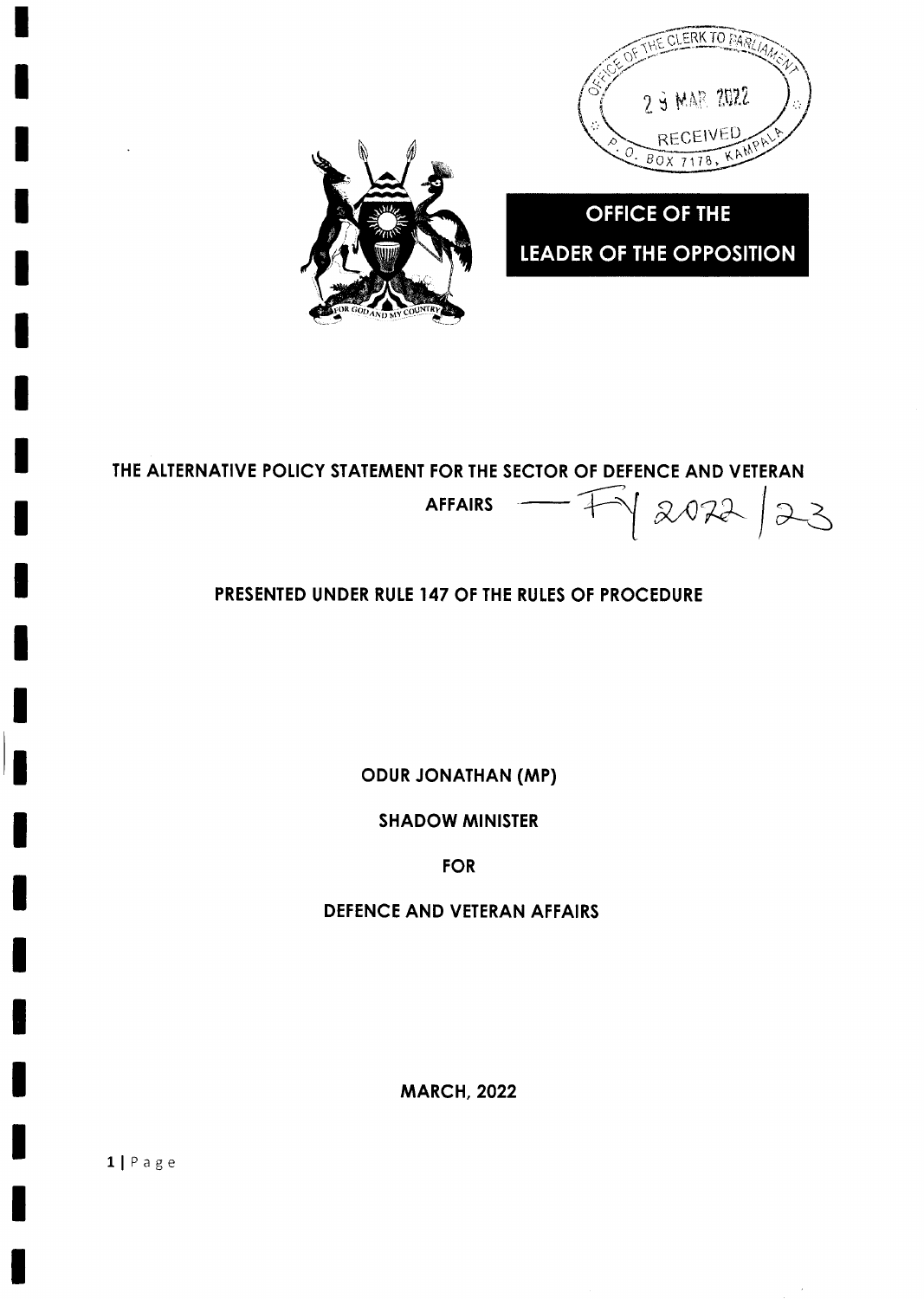OFFICE OF THE CLERK TO PARLIAMENT
29 MAR 2022
RECEIVED
P.O. BOX 7178, KAMPALA

**OFFICE OF THE LEADER OF THE OPPOSITION**

# THE ALTERNATIVE POLICY STATEMENT FOR THE SECTOR OF DEFENCE AND VETERAN AFFAIRS — FY 2022/23

**PRESENTED UNDER RULE 147 OF THE RULES OF PROCEDURE**

**ODUR JONATHAN (MP)**

**SHADOW MINISTER**

**FOR**

**DEFENCE AND VETERAN AFFAIRS**

**MARCH, 2022**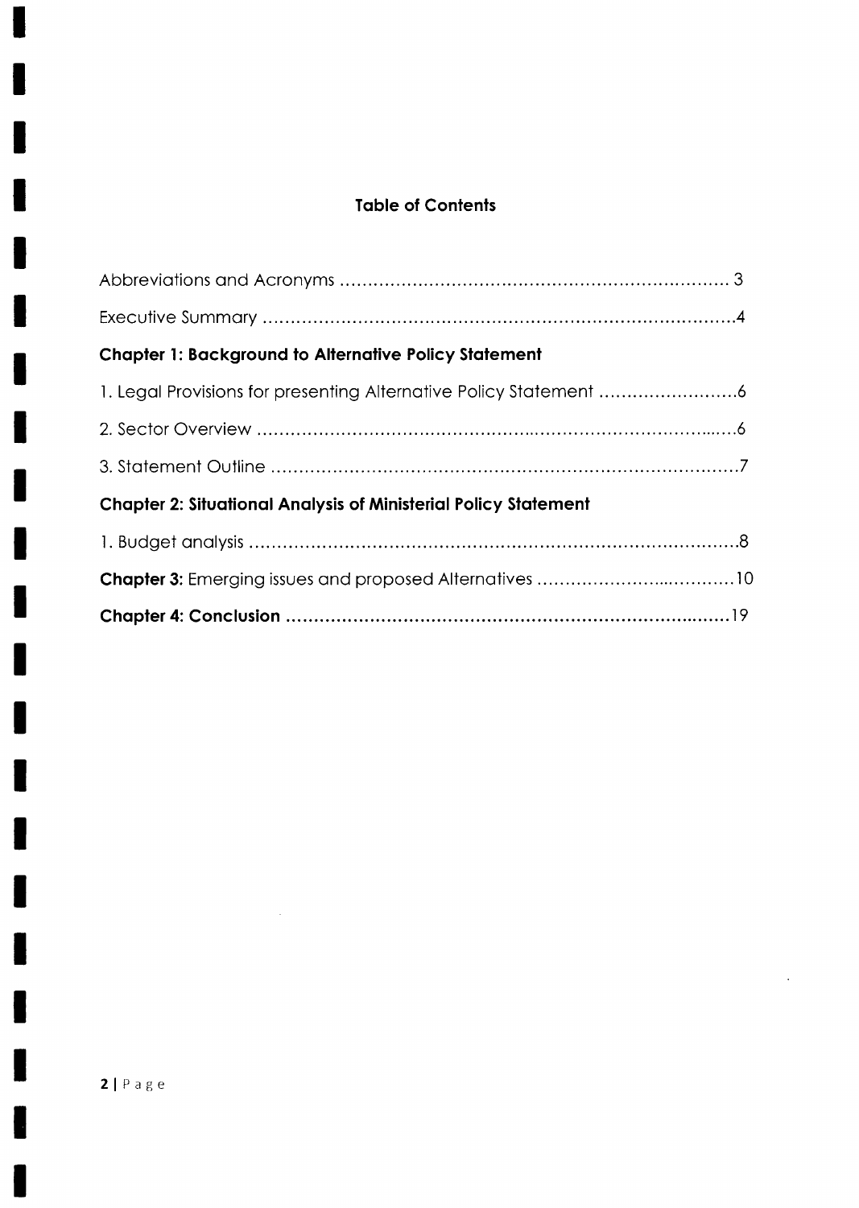## Table of Contents

Abbreviations and Acronyms ........................................................................ 3

Executive Summary ........................................................................................4

**Chapter 1: Background to Alternative Policy Statement**

1. Legal Provisions for presenting Alternative Policy Statement .........................6

2. Sector Overview ..........................................................................................6

3. Statement Outline ........................................................................................7

**Chapter 2: Situational Analysis of Ministerial Policy Statement**

1. Budget analysis .............................................................................................8

**Chapter 3:** Emerging issues and proposed Alternatives ..................................10

**Chapter 4: Conclusion** ....................................................................................19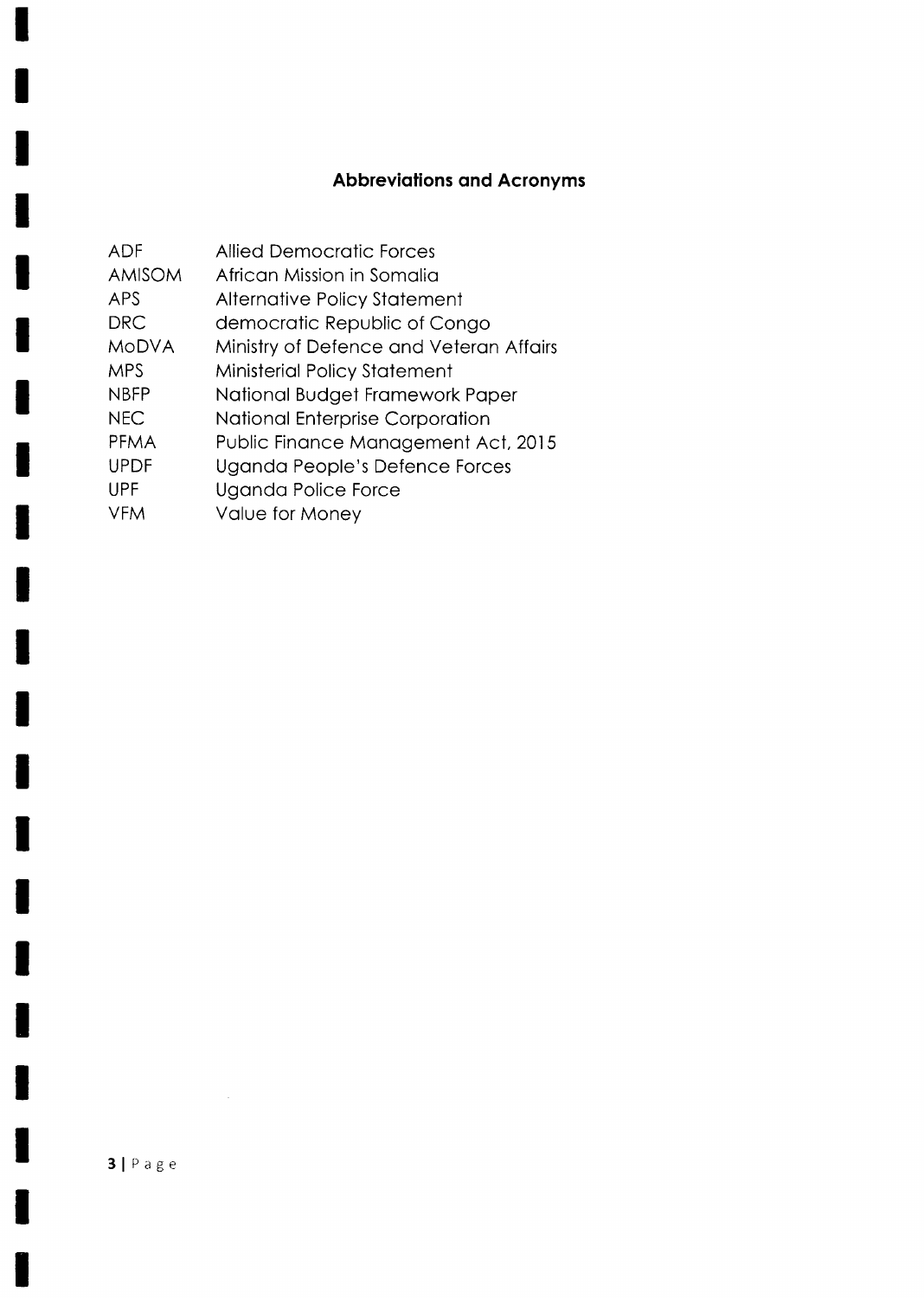## Abbreviations and Acronyms

| | |
|---|---|
| ADF | Allied Democratic Forces |
| AMISOM | African Mission in Somalia |
| APS | Alternative Policy Statement |
| DRC | democratic Republic of Congo |
| MoDVA | Ministry of Defence and Veteran Affairs |
| MPS | Ministerial Policy Statement |
| NBFP | National Budget Framework Paper |
| NEC | National Enterprise Corporation |
| PFMA | Public Finance Management Act, 2015 |
| UPDF | Uganda People's Defence Forces |
| UPF | Uganda Police Force |
| VFM | Value for Money |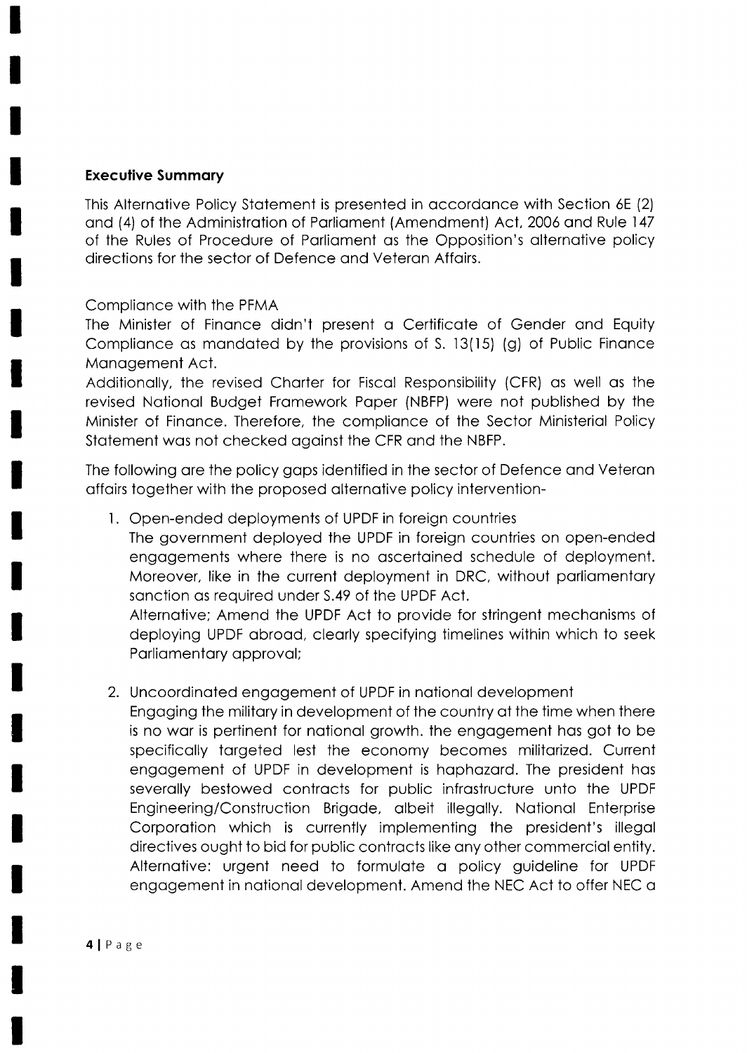## Executive Summary

This Alternative Policy Statement is presented in accordance with Section 6E (2) and (4) of the Administration of Parliament (Amendment) Act, 2006 and Rule 147 of the Rules of Procedure of Parliament as the Opposition's alternative policy directions for the sector of Defence and Veteran Affairs.

Compliance with the PFMA

The Minister of Finance didn't present a Certificate of Gender and Equity Compliance as mandated by the provisions of S. 13(15) (g) of Public Finance Management Act.

Additionally, the revised Charter for Fiscal Responsibility (CFR) as well as the revised National Budget Framework Paper (NBFP) were not published by the Minister of Finance. Therefore, the compliance of the Sector Ministerial Policy Statement was not checked against the CFR and the NBFP.

The following are the policy gaps identified in the sector of Defence and Veteran affairs together with the proposed alternative policy intervention-

1. Open-ended deployments of UPDF in foreign countries
   The government deployed the UPDF in foreign countries on open-ended engagements where there is no ascertained schedule of deployment. Moreover, like in the current deployment in DRC, without parliamentary sanction as required under S.49 of the UPDF Act.
   Alternative; Amend the UPDF Act to provide for stringent mechanisms of deploying UPDF abroad, clearly specifying timelines within which to seek Parliamentary approval;

2. Uncoordinated engagement of UPDF in national development
   Engaging the military in development of the country at the time when there is no war is pertinent for national growth. the engagement has got to be specifically targeted lest the economy becomes militarized. Current engagement of UPDF in development is haphazard. The president has severally bestowed contracts for public infrastructure unto the UPDF Engineering/Construction Brigade, albeit illegally. National Enterprise Corporation which is currently implementing the president's illegal directives ought to bid for public contracts like any other commercial entity.
   Alternative: urgent need to formulate a policy guideline for UPDF engagement in national development. Amend the NEC Act to offer NEC a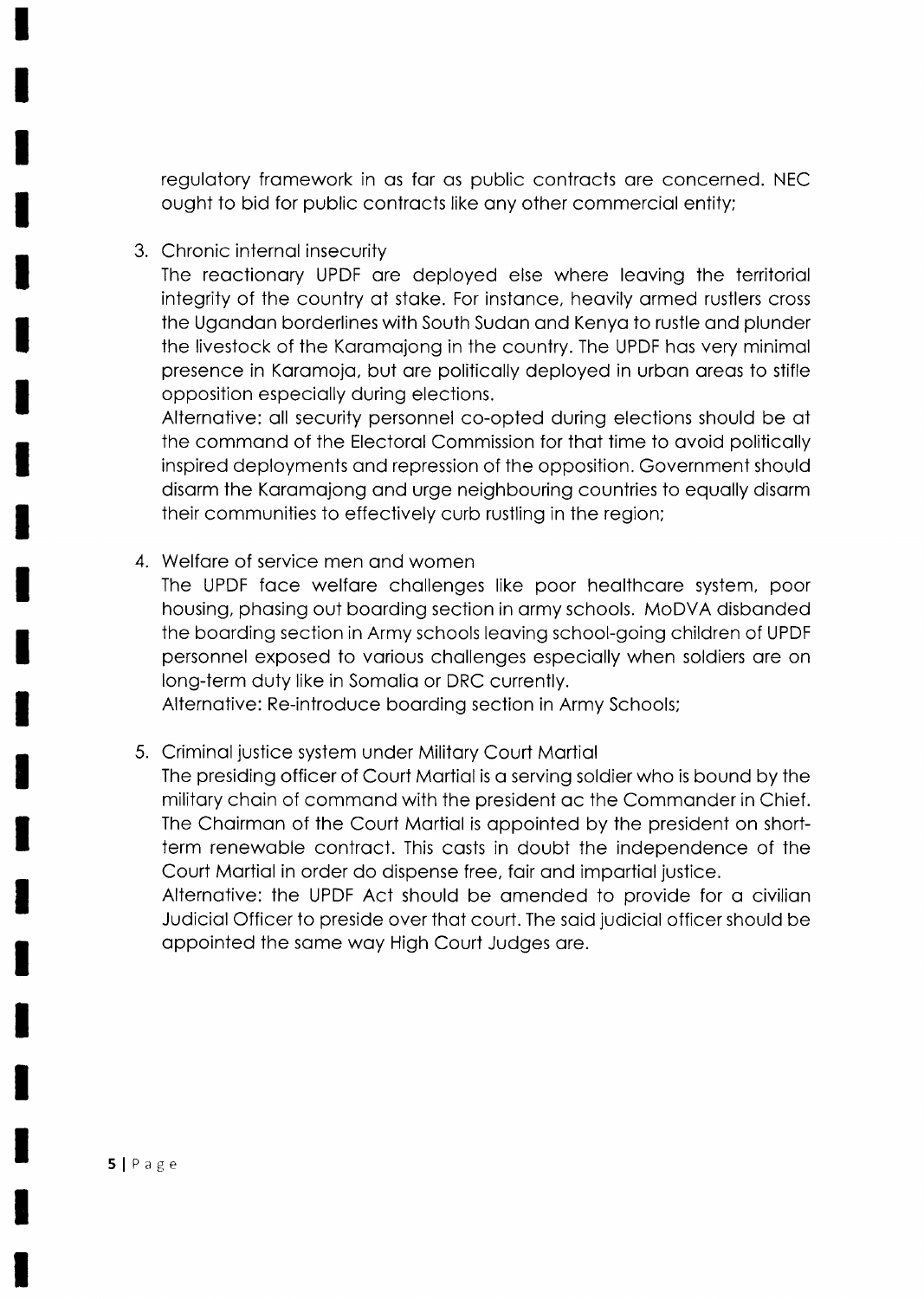regulatory framework in as far as public contracts are concerned. NEC ought to bid for public contracts like any other commercial entity;

3. Chronic internal insecurity

   The reactionary UPDF are deployed else where leaving the territorial integrity of the country at stake. For instance, heavily armed rustlers cross the Ugandan borderlines with South Sudan and Kenya to rustle and plunder the livestock of the Karamojong in the country. The UPDF has very minimal presence in Karamoja, but are politically deployed in urban areas to stifle opposition especially during elections.

   Alternative: all security personnel co-opted during elections should be at the command of the Electoral Commission for that time to avoid politically inspired deployments and repression of the opposition. Government should disarm the Karamojong and urge neighbouring countries to equally disarm their communities to effectively curb rustling in the region;

4. Welfare of service men and women

   The UPDF face welfare challenges like poor healthcare system, poor housing, phasing out boarding section in army schools. MoDVA disbanded the boarding section in Army schools leaving school-going children of UPDF personnel exposed to various challenges especially when soldiers are on long-term duty like in Somalia or DRC currently.

   Alternative: Re-introduce boarding section in Army Schools;

5. Criminal justice system under Military Court Martial

   The presiding officer of Court Martial is a serving soldier who is bound by the military chain of command with the president ac the Commander in Chief. The Chairman of the Court Martial is appointed by the president on short-term renewable contract. This casts in doubt the independence of the Court Martial in order do dispense free, fair and impartial justice.

   Alternative: the UPDF Act should be amended to provide for a civilian Judicial Officer to preside over that court. The said judicial officer should be appointed the same way High Court Judges are.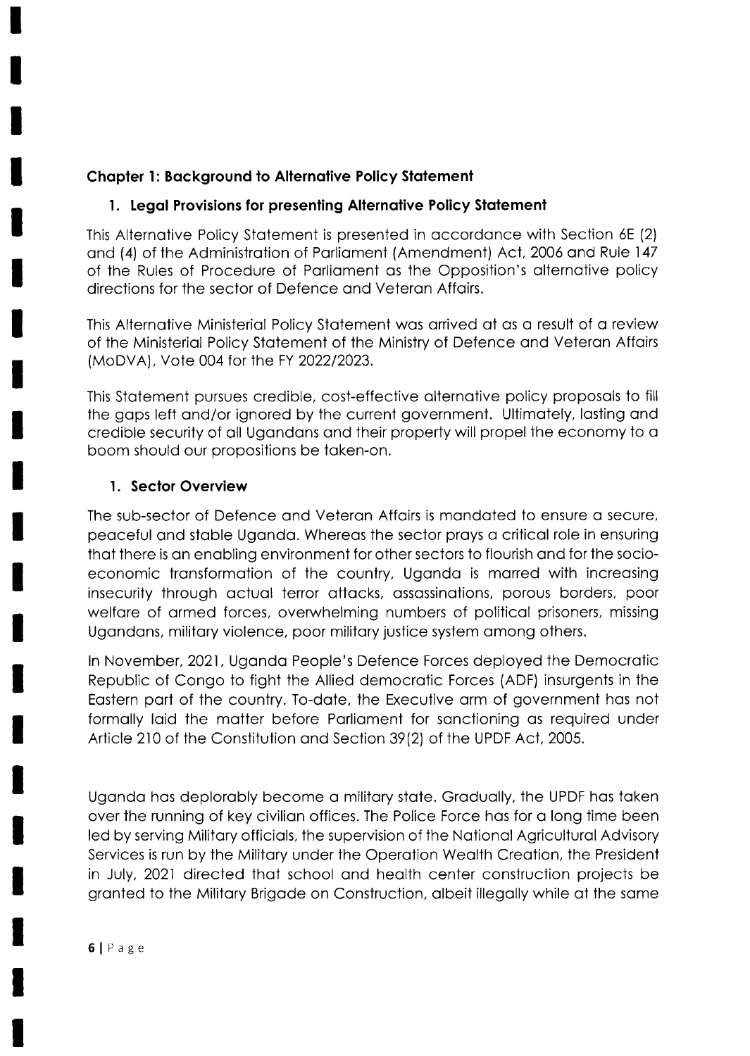## Chapter 1: Background to Alternative Policy Statement

### 1. Legal Provisions for presenting Alternative Policy Statement

This Alternative Policy Statement is presented in accordance with Section 6E (2) and (4) of the Administration of Parliament (Amendment) Act, 2006 and Rule 147 of the Rules of Procedure of Parliament as the Opposition's alternative policy directions for the sector of Defence and Veteran Affairs.

This Alternative Ministerial Policy Statement was arrived at as a result of a review of the Ministerial Policy Statement of the Ministry of Defence and Veteran Affairs (MoDVA), Vote 004 for the FY 2022/2023.

This Statement pursues credible, cost-effective alternative policy proposals to fill the gaps left and/or ignored by the current government. Ultimately, lasting and credible security of all Ugandans and their property will propel the economy to a boom should our propositions be taken-on.

### 1. Sector Overview

The sub-sector of Defence and Veteran Affairs is mandated to ensure a secure, peaceful and stable Uganda. Whereas the sector prays a critical role in ensuring that there is an enabling environment for other sectors to flourish and for the socio-economic transformation of the country, Uganda is marred with increasing insecurity through actual terror attacks, assassinations, porous borders, poor welfare of armed forces, overwhelming numbers of political prisoners, missing Ugandans, military violence, poor military justice system among others.

In November, 2021, Uganda People's Defence Forces deployed the Democratic Republic of Congo to fight the Allied democratic Forces (ADF) insurgents in the Eastern part of the country. To-date, the Executive arm of government has not formally laid the matter before Parliament for sanctioning as required under Article 210 of the Constitution and Section 39(2) of the UPDF Act, 2005.

Uganda has deplorably become a military state. Gradually, the UPDF has taken over the running of key civilian offices. The Police Force has for a long time been led by serving Military officials, the supervision of the National Agricultural Advisory Services is run by the Military under the Operation Wealth Creation, the President in July, 2021 directed that school and health center construction projects be granted to the Military Brigade on Construction, albeit illegally while at the same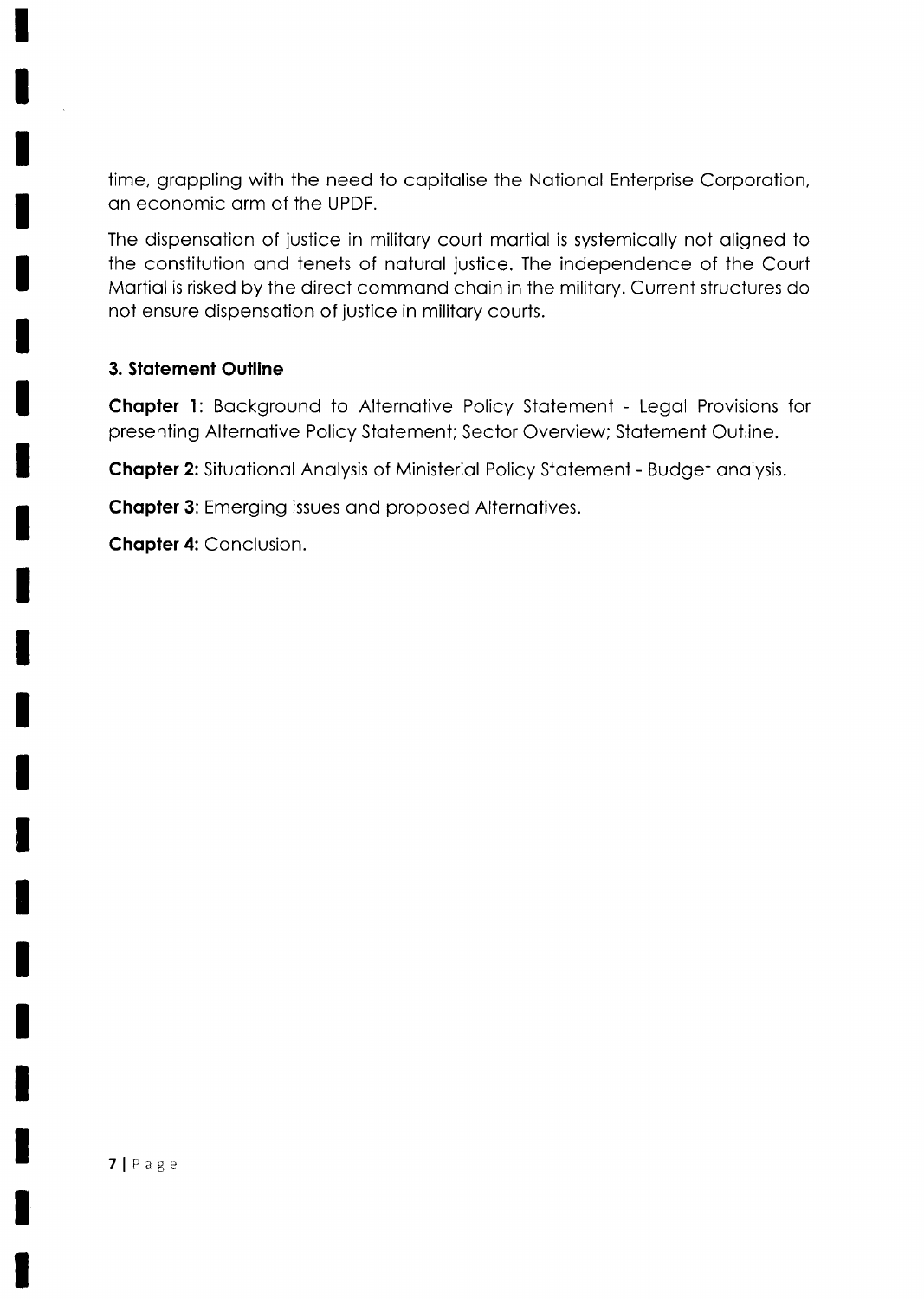time, grappling with the need to capitalise the National Enterprise Corporation, an economic arm of the UPDF.

The dispensation of justice in military court martial is systemically not aligned to the constitution and tenets of natural justice. The independence of the Court Martial is risked by the direct command chain in the military. Current structures do not ensure dispensation of justice in military courts.

### 3. Statement Outline

**Chapter 1**: Background to Alternative Policy Statement - Legal Provisions for presenting Alternative Policy Statement; Sector Overview; Statement Outline.

**Chapter 2:** Situational Analysis of Ministerial Policy Statement - Budget analysis.

**Chapter 3**: Emerging issues and proposed Alternatives.

**Chapter 4:** Conclusion.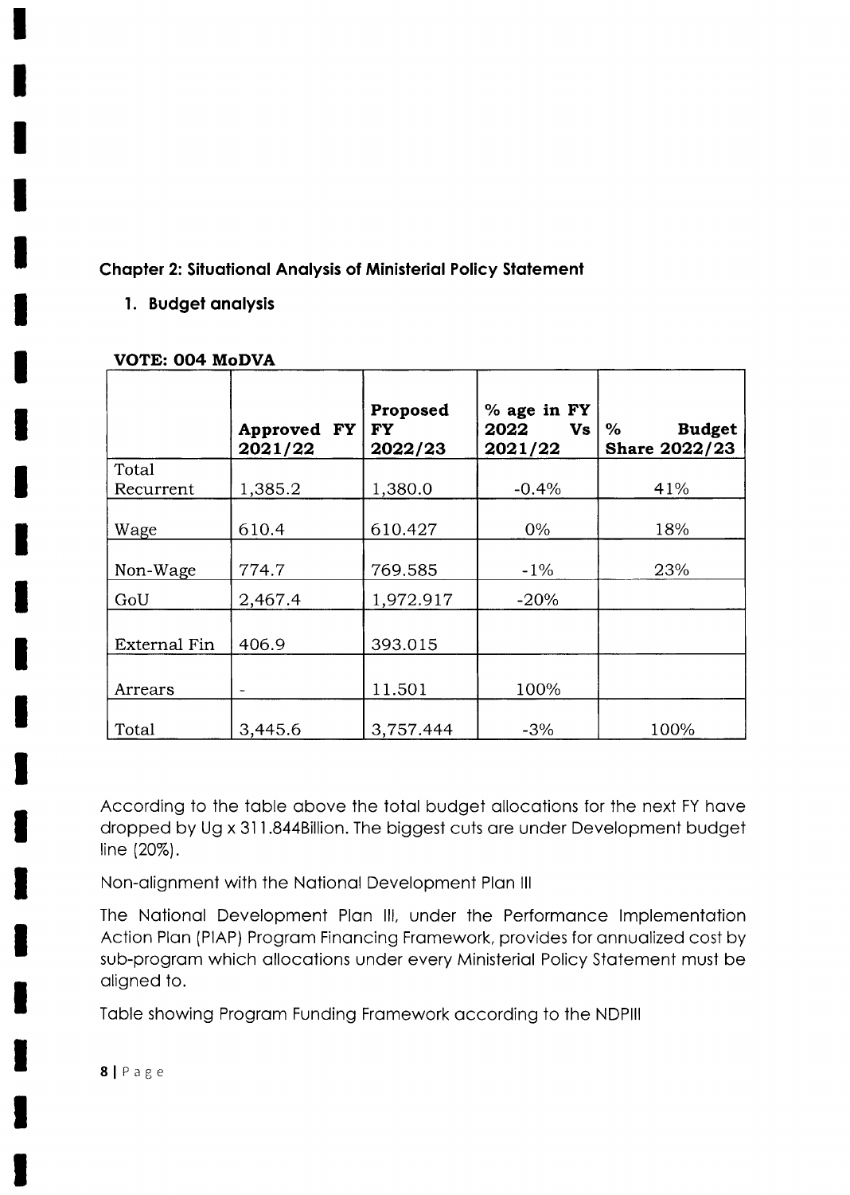## Chapter 2: Situational Analysis of Ministerial Policy Statement

### 1. Budget analysis

**VOTE: 004 MoDVA**

| | Approved FY 2021/22 | Proposed FY 2022/23 | % age in FY 2022 Vs 2021/22 | % Budget Share 2022/23 |
|---|---|---|---|---|
| Total Recurrent | 1,385.2 | 1,380.0 | -0.4% | 41% |
| Wage | 610.4 | 610.427 | 0% | 18% |
| Non-Wage | 774.7 | 769.585 | -1% | 23% |
| GoU | 2,467.4 | 1,972.917 | -20% | |
| External Fin | 406.9 | 393.015 | | |
| Arrears | - | 11.501 | 100% | |
| Total | 3,445.6 | 3,757.444 | -3% | 100% |

According to the table above the total budget allocations for the next FY have dropped by Ug x 311.844Billion. The biggest cuts are under Development budget line (20%).

Non-alignment with the National Development Plan III

The National Development Plan III, under the Performance Implementation Action Plan (PIAP) Program Financing Framework, provides for annualized cost by sub-program which allocations under every Ministerial Policy Statement must be aligned to.

Table showing Program Funding Framework according to the NDPIII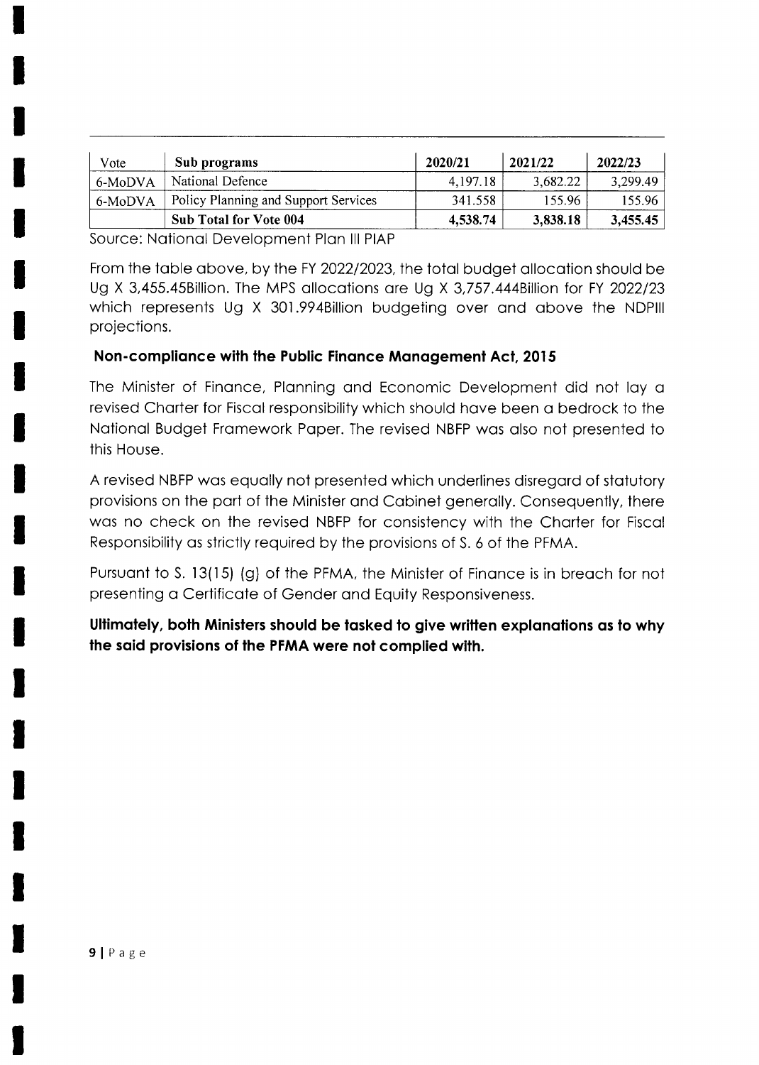| Vote | Sub programs | 2020/21 | 2021/22 | 2022/23 |
|---|---|---|---|---|
| 6-MoDVA | National Defence | 4,197.18 | 3,682.22 | 3,299.49 |
| 6-MoDVA | Policy Planning and Support Services | 341.558 | 155.96 | 155.96 |
| | **Sub Total for Vote 004** | **4,538.74** | **3,838.18** | **3,455.45** |

Source: National Development Plan III PIAP

From the table above, by the FY 2022/2023, the total budget allocation should be Ug X 3,455.45Billion. The MPS allocations are Ug X 3,757.444Billion for FY 2022/23 which represents Ug X 301.994Billion budgeting over and above the NDPIII projections.

### Non-compliance with the Public Finance Management Act, 2015

The Minister of Finance, Planning and Economic Development did not lay a revised Charter for Fiscal responsibility which should have been a bedrock to the National Budget Framework Paper. The revised NBFP was also not presented to this House.

A revised NBFP was equally not presented which underlines disregard of statutory provisions on the part of the Minister and Cabinet generally. Consequently, there was no check on the revised NBFP for consistency with the Charter for Fiscal Responsibility as strictly required by the provisions of S. 6 of the PFMA.

Pursuant to S. 13(15) (g) of the PFMA, the Minister of Finance is in breach for not presenting a Certificate of Gender and Equity Responsiveness.

**Ultimately, both Ministers should be tasked to give written explanations as to why the said provisions of the PFMA were not complied with.**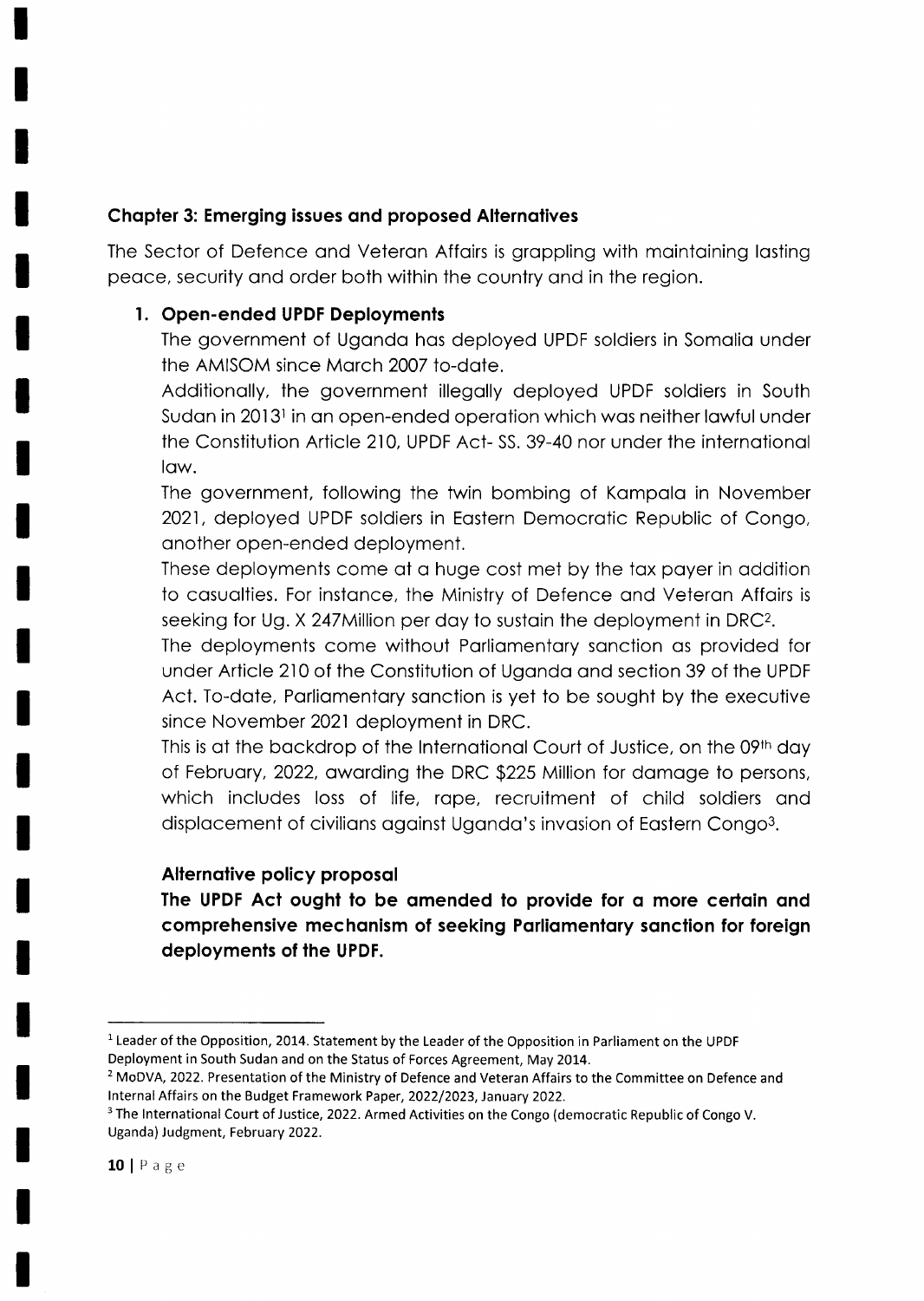## Chapter 3: Emerging issues and proposed Alternatives

The Sector of Defence and Veteran Affairs is grappling with maintaining lasting peace, security and order both within the country and in the region.

### 1. Open-ended UPDF Deployments

The government of Uganda has deployed UPDF soldiers in Somalia under the AMISOM since March 2007 to-date.

Additionally, the government illegally deployed UPDF soldiers in South Sudan in 2013[1] in an open-ended operation which was neither lawful under the Constitution Article 210, UPDF Act- SS. 39-40 nor under the international law.

The government, following the twin bombing of Kampala in November 2021, deployed UPDF soldiers in Eastern Democratic Republic of Congo, another open-ended deployment.

These deployments come at a huge cost met by the tax payer in addition to casualties. For instance, the Ministry of Defence and Veteran Affairs is seeking for Ug. X 247Million per day to sustain the deployment in DRC[2].

The deployments come without Parliamentary sanction as provided for under Article 210 of the Constitution of Uganda and section 39 of the UPDF Act. To-date, Parliamentary sanction is yet to be sought by the executive since November 2021 deployment in DRC.

This is at the backdrop of the International Court of Justice, on the 09th day of February, 2022, awarding the DRC $225 Million for damage to persons, which includes loss of life, rape, recruitment of child soldiers and displacement of civilians against Uganda's invasion of Eastern Congo[3].

#### Alternative policy proposal

**The UPDF Act ought to be amended to provide for a more certain and comprehensive mechanism of seeking Parliamentary sanction for foreign deployments of the UPDF.**

---

[1] Leader of the Opposition, 2014. Statement by the Leader of the Opposition in Parliament on the UPDF Deployment in South Sudan and on the Status of Forces Agreement, May 2014.

[2] MoDVA, 2022. Presentation of the Ministry of Defence and Veteran Affairs to the Committee on Defence and Internal Affairs on the Budget Framework Paper, 2022/2023, January 2022.

[3] The International Court of Justice, 2022. Armed Activities on the Congo (democratic Republic of Congo V. Uganda) Judgment, February 2022.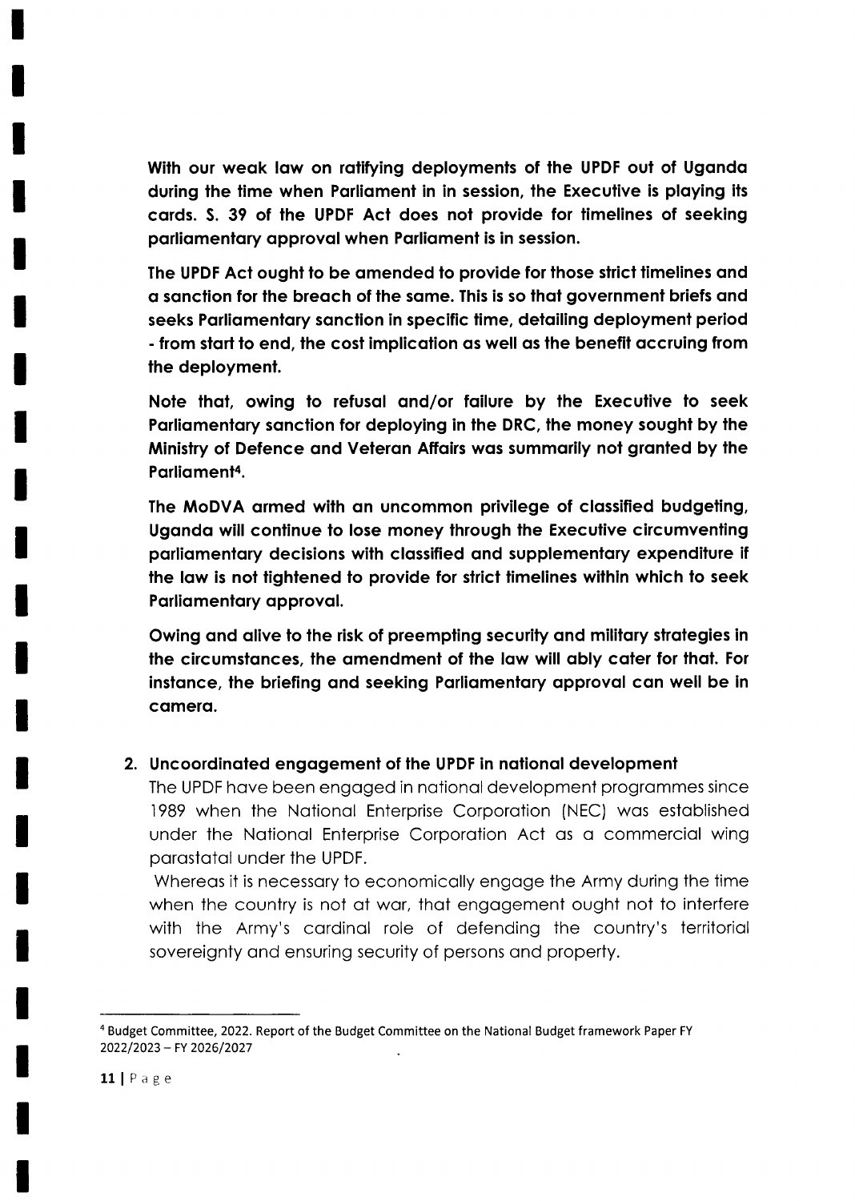**With our weak law on ratifying deployments of the UPDF out of Uganda during the time when Parliament in in session, the Executive is playing its cards. S. 39 of the UPDF Act does not provide for timelines of seeking parliamentary approval when Parliament is in session.**

**The UPDF Act ought to be amended to provide for those strict timelines and a sanction for the breach of the same. This is so that government briefs and seeks Parliamentary sanction in specific time, detailing deployment period - from start to end, the cost implication as well as the benefit accruing from the deployment.**

**Note that, owing to refusal and/or failure by the Executive to seek Parliamentary sanction for deploying in the DRC, the money sought by the Ministry of Defence and Veteran Affairs was summarily not granted by the Parliament[4].**

**The MoDVA armed with an uncommon privilege of classified budgeting, Uganda will continue to lose money through the Executive circumventing parliamentary decisions with classified and supplementary expenditure if the law is not tightened to provide for strict timelines within which to seek Parliamentary approval.**

**Owing and alive to the risk of preempting security and military strategies in the circumstances, the amendment of the law will ably cater for that. For instance, the briefing and seeking Parliamentary approval can well be in camera.**

**2. Uncoordinated engagement of the UPDF in national development**

The UPDF have been engaged in national development programmes since 1989 when the National Enterprise Corporation (NEC) was established under the National Enterprise Corporation Act as a commercial wing parastatal under the UPDF.

Whereas it is necessary to economically engage the Army during the time when the country is not at war, that engagement ought not to interfere with the Army's cardinal role of defending the country's territorial sovereignty and ensuring security of persons and property.

---

[4] Budget Committee, 2022. Report of the Budget Committee on the National Budget framework Paper FY 2022/2023 – FY 2026/2027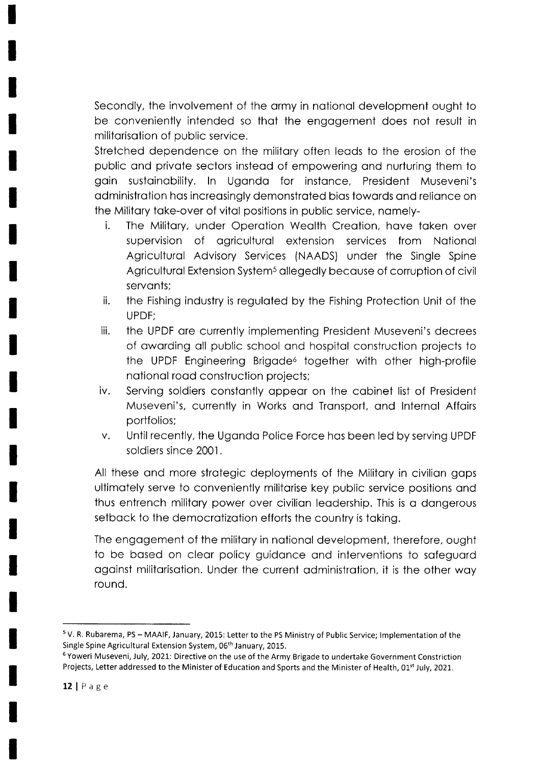Secondly, the involvement of the army in national development ought to be conveniently intended so that the engagement does not result in militarisation of public service.

Stretched dependence on the military often leads to the erosion of the public and private sectors instead of empowering and nurturing them to gain sustainability. In Uganda for instance, President Museveni's administration has increasingly demonstrated bias towards and reliance on the Military take-over of vital positions in public service, namely-

i. The Military, under Operation Wealth Creation, have taken over supervision of agricultural extension services from National Agricultural Advisory Services (NAADS) under the Single Spine Agricultural Extension System[5] allegedly because of corruption of civil servants;

ii. the Fishing industry is regulated by the Fishing Protection Unit of the UPDF;

iii. the UPDF are currently implementing President Museveni's decrees of awarding all public school and hospital construction projects to the UPDF Engineering Brigade[6] together with other high-profile national road construction projects;

iv. Serving soldiers constantly appear on the cabinet list of President Museveni's, currently in Works and Transport, and Internal Affairs portfolios;

v. Until recently, the Uganda Police Force has been led by serving UPDF soldiers since 2001.

All these and more strategic deployments of the Military in civilian gaps ultimately serve to conveniently militarise key public service positions and thus entrench military power over civilian leadership. This is a dangerous setback to the democratization efforts the country is taking.

The engagement of the military in national development, therefore, ought to be based on clear policy guidance and interventions to safeguard against militarisation. Under the current administration, it is the other way round.

---

[5] V. R. Rubarema, PS – MAAIF, January, 2015: Letter to the PS Ministry of Public Service; Implementation of the Single Spine Agricultural Extension System, 06th January, 2015.

[6] Yoweri Museveni, July, 2021: Directive on the use of the Army Brigade to undertake Government Constriction Projects, Letter addressed to the Minister of Education and Sports and the Minister of Health, 01st July, 2021.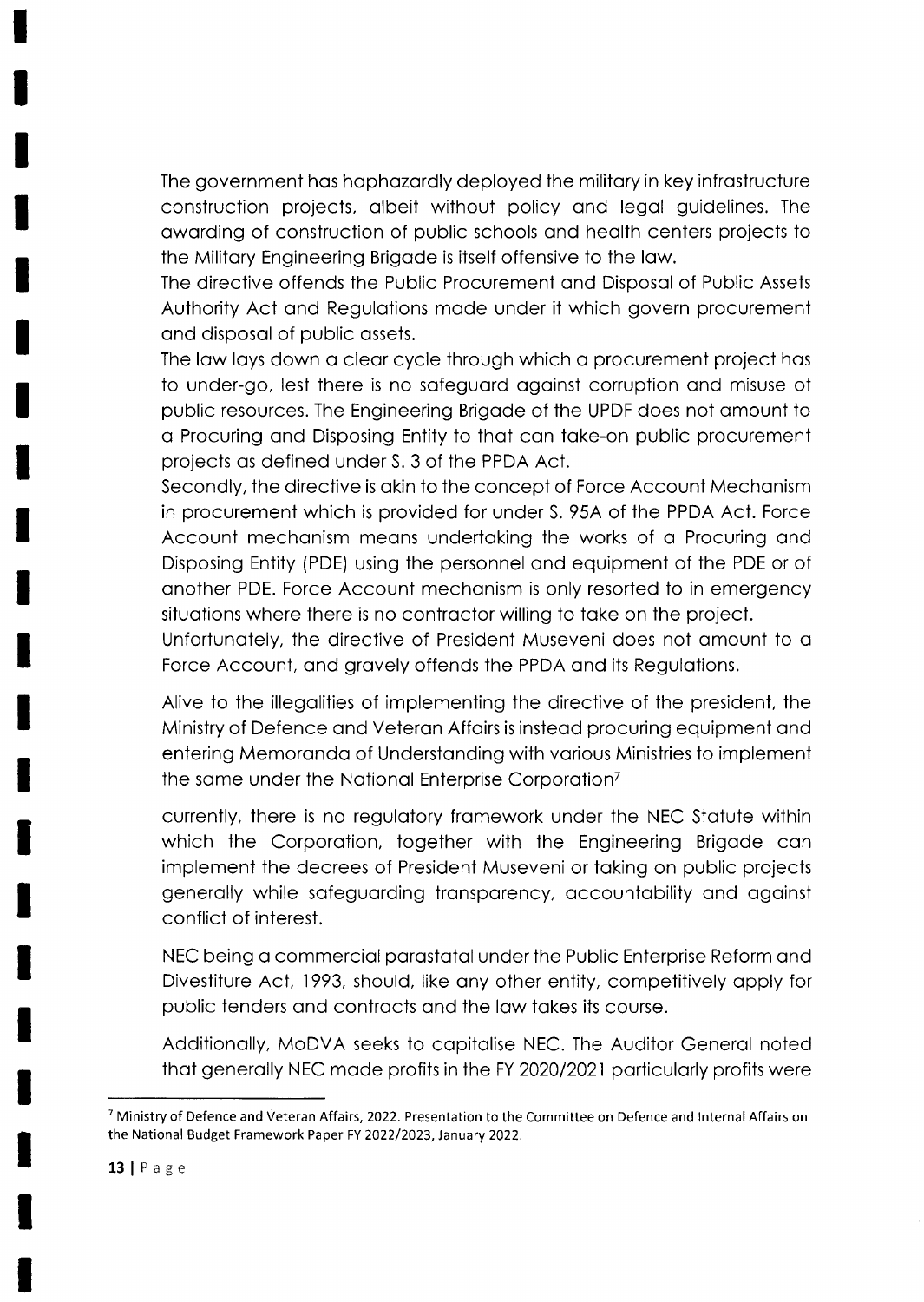The government has haphazardly deployed the military in key infrastructure construction projects, albeit without policy and legal guidelines. The awarding of construction of public schools and health centers projects to the Military Engineering Brigade is itself offensive to the law.

The directive offends the Public Procurement and Disposal of Public Assets Authority Act and Regulations made under it which govern procurement and disposal of public assets.

The law lays down a clear cycle through which a procurement project has to under-go, lest there is no safeguard against corruption and misuse of public resources. The Engineering Brigade of the UPDF does not amount to a Procuring and Disposing Entity to that can take-on public procurement projects as defined under S. 3 of the PPDA Act.

Secondly, the directive is akin to the concept of Force Account Mechanism in procurement which is provided for under S. 95A of the PPDA Act. Force Account mechanism means undertaking the works of a Procuring and Disposing Entity (PDE) using the personnel and equipment of the PDE or of another PDE. Force Account mechanism is only resorted to in emergency situations where there is no contractor willing to take on the project.

Unfortunately, the directive of President Museveni does not amount to a Force Account, and gravely offends the PPDA and its Regulations.

Alive to the illegalities of implementing the directive of the president, the Ministry of Defence and Veteran Affairs is instead procuring equipment and entering Memoranda of Understanding with various Ministries to implement the same under the National Enterprise Corporation[7]

currently, there is no regulatory framework under the NEC Statute within which the Corporation, together with the Engineering Brigade can implement the decrees of President Museveni or taking on public projects generally while safeguarding transparency, accountability and against conflict of interest.

NEC being a commercial parastatal under the Public Enterprise Reform and Divestiture Act, 1993, should, like any other entity, competitively apply for public tenders and contracts and the law takes its course.

Additionally, MoDVA seeks to capitalise NEC. The Auditor General noted that generally NEC made profits in the FY 2020/2021 particularly profits were

---

[7] Ministry of Defence and Veteran Affairs, 2022. Presentation to the Committee on Defence and Internal Affairs on the National Budget Framework Paper FY 2022/2023, January 2022.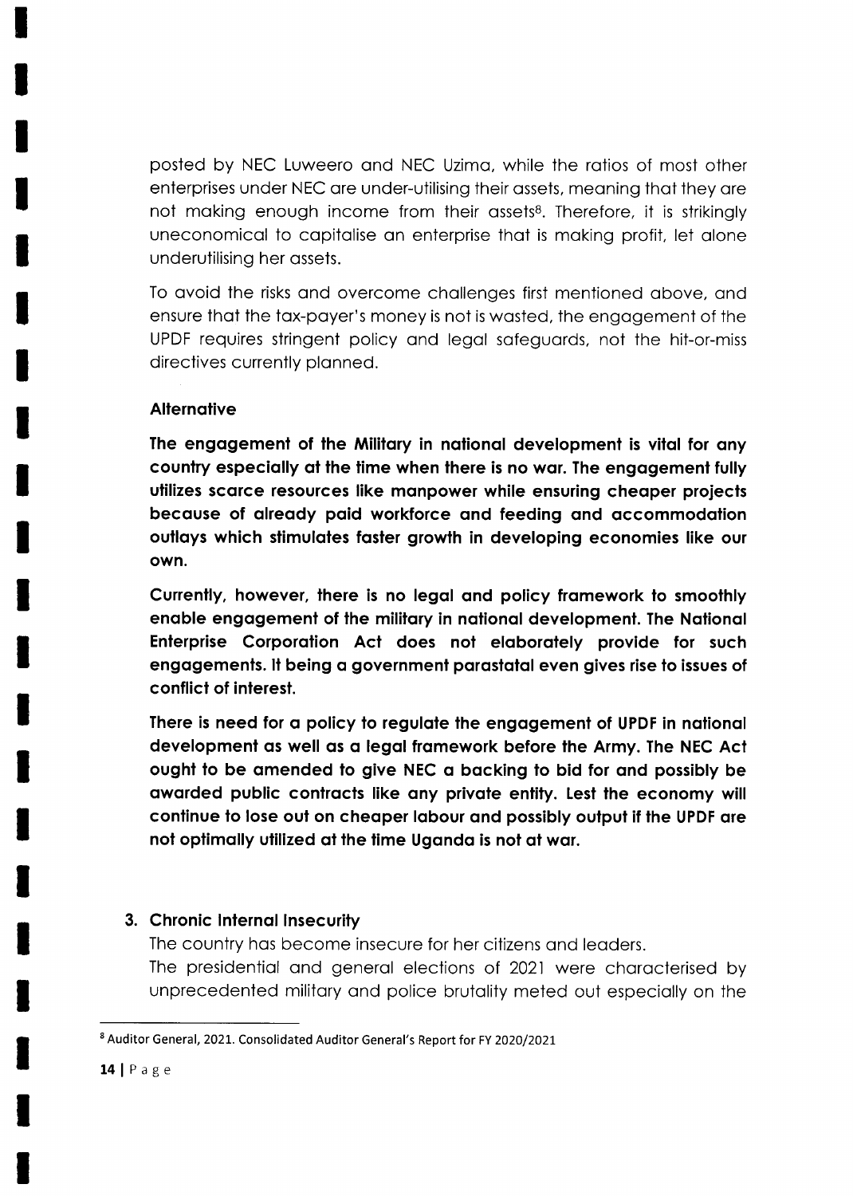posted by NEC Luweero and NEC Uzima, while the ratios of most other enterprises under NEC are under-utilising their assets, meaning that they are not making enough income from their assets[8]. Therefore, it is strikingly uneconomical to capitalise an enterprise that is making profit, let alone underutilising her assets.

To avoid the risks and overcome challenges first mentioned above, and ensure that the tax-payer's money is not is wasted, the engagement of the UPDF requires stringent policy and legal safeguards, not the hit-or-miss directives currently planned.

**Alternative**

**The engagement of the Military in national development is vital for any country especially at the time when there is no war. The engagement fully utilizes scarce resources like manpower while ensuring cheaper projects because of already paid workforce and feeding and accommodation outlays which stimulates faster growth in developing economies like our own.**

**Currently, however, there is no legal and policy framework to smoothly enable engagement of the military in national development. The National Enterprise Corporation Act does not elaborately provide for such engagements. It being a government parastatal even gives rise to issues of conflict of interest.**

**There is need for a policy to regulate the engagement of UPDF in national development as well as a legal framework before the Army. The NEC Act ought to be amended to give NEC a backing to bid for and possibly be awarded public contracts like any private entity. Lest the economy will continue to lose out on cheaper labour and possibly output if the UPDF are not optimally utilized at the time Uganda is not at war.**

### 3. Chronic Internal Insecurity

The country has become insecure for her citizens and leaders.
The presidential and general elections of 2021 were characterised by unprecedented military and police brutality meted out especially on the

[8] Auditor General, 2021. Consolidated Auditor General's Report for FY 2020/2021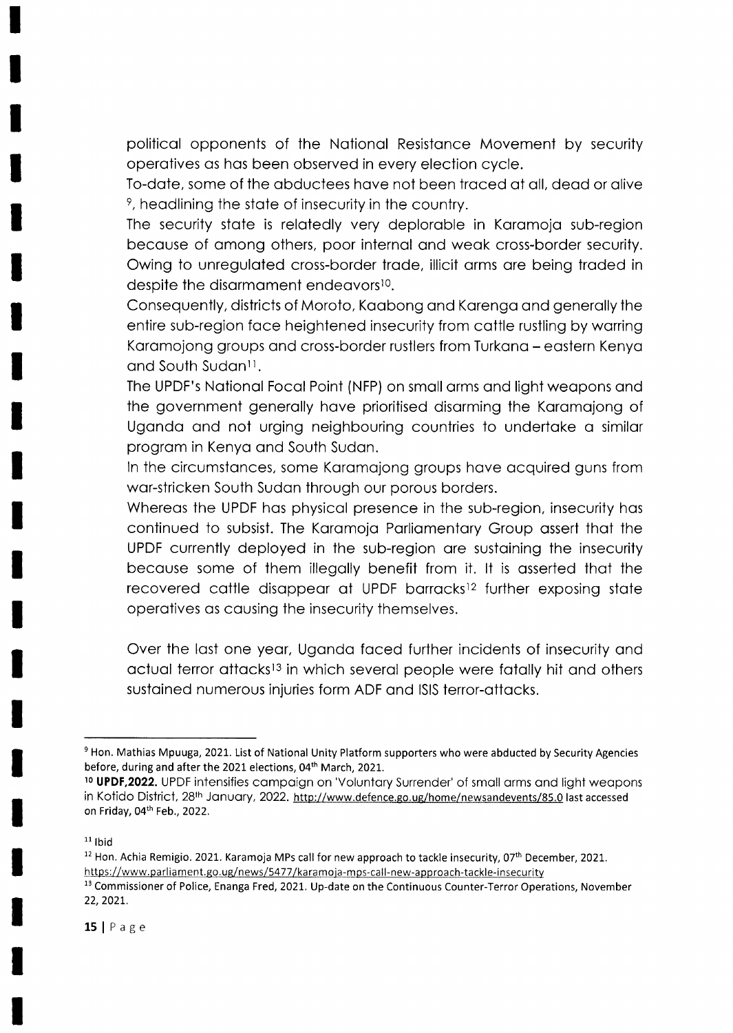political opponents of the National Resistance Movement by security operatives as has been observed in every election cycle.

To-date, some of the abductees have not been traced at all, dead or alive [9], headlining the state of insecurity in the country.

The security state is relatedly very deplorable in Karamoja sub-region because of among others, poor internal and weak cross-border security. Owing to unregulated cross-border trade, illicit arms are being traded in despite the disarmament endeavors[10].

Consequently, districts of Moroto, Kaabong and Karenga and generally the entire sub-region face heightened insecurity from cattle rustling by warring Karamojong groups and cross-border rustlers from Turkana – eastern Kenya and South Sudan[11].

The UPDF's National Focal Point (NFP) on small arms and light weapons and the government generally have prioritised disarming the Karamajong of Uganda and not urging neighbouring countries to undertake a similar program in Kenya and South Sudan.

In the circumstances, some Karamajong groups have acquired guns from war-stricken South Sudan through our porous borders.

Whereas the UPDF has physical presence in the sub-region, insecurity has continued to subsist. The Karamoja Parliamentary Group assert that the UPDF currently deployed in the sub-region are sustaining the insecurity because some of them illegally benefit from it. It is asserted that the recovered cattle disappear at UPDF barracks[12] further exposing state operatives as causing the insecurity themselves.

Over the last one year, Uganda faced further incidents of insecurity and actual terror attacks[13] in which several people were fatally hit and others sustained numerous injuries form ADF and ISIS terror-attacks.

---

[9] Hon. Mathias Mpuuga, 2021. List of National Unity Platform supporters who were abducted by Security Agencies before, during and after the 2021 elections, 04th March, 2021.

[10] **UPDF,2022.** UPDF intensifies campaign on 'Voluntary Surrender' of small arms and light weapons in Kotido District, 28th January, 2022. http://www.defence.go.ug/home/newsandevents/85.0 last accessed on Friday, 04th Feb., 2022.

[11] Ibid

[12] Hon. Achia Remigio. 2021. Karamoja MPs call for new approach to tackle insecurity, 07th December, 2021. https://www.parliament.go.ug/news/5477/karamoja-mps-call-new-approach-tackle-insecurity

[13] Commissioner of Police, Enanga Fred, 2021. Up-date on the Continuous Counter-Terror Operations, November 22, 2021.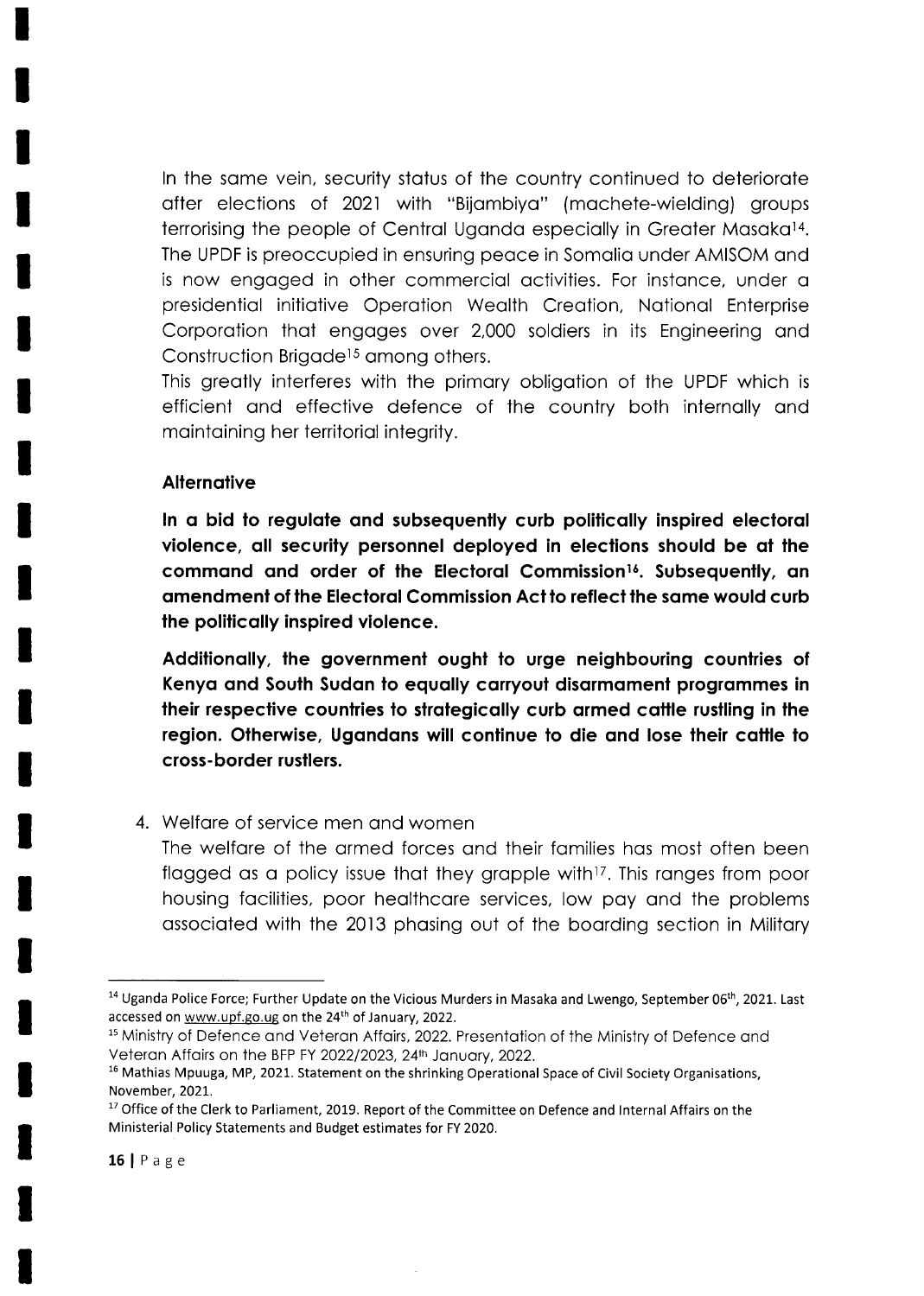In the same vein, security status of the country continued to deteriorate after elections of 2021 with "Bijambiya" (machete-wielding) groups terrorising the people of Central Uganda especially in Greater Masaka[14]. The UPDF is preoccupied in ensuring peace in Somalia under AMISOM and is now engaged in other commercial activities. For instance, under a presidential initiative Operation Wealth Creation, National Enterprise Corporation that engages over 2,000 soldiers in its Engineering and Construction Brigade[15] among others.

This greatly interferes with the primary obligation of the UPDF which is efficient and effective defence of the country both internally and maintaining her territorial integrity.

**Alternative**

**In a bid to regulate and subsequently curb politically inspired electoral violence, all security personnel deployed in elections should be at the command and order of the Electoral Commission[16]. Subsequently, an amendment of the Electoral Commission Act to reflect the same would curb the politically inspired violence.**

**Additionally, the government ought to urge neighbouring countries of Kenya and South Sudan to equally carryout disarmament programmes in their respective countries to strategically curb armed cattle rustling in the region. Otherwise, Ugandans will continue to die and lose their cattle to cross-border rustlers.**

4. Welfare of service men and women

The welfare of the armed forces and their families has most often been flagged as a policy issue that they grapple with[17]. This ranges from poor housing facilities, poor healthcare services, low pay and the problems associated with the 2013 phasing out of the boarding section in Military

---

[14] Uganda Police Force; Further Update on the Vicious Murders in Masaka and Lwengo, September 06th, 2021. Last accessed on www.upf.go.ug on the 24th of January, 2022.

[15] Ministry of Defence and Veteran Affairs, 2022. Presentation of the Ministry of Defence and Veteran Affairs on the BFP FY 2022/2023, 24th January, 2022.

[16] Mathias Mpuuga, MP, 2021. Statement on the shrinking Operational Space of Civil Society Organisations, November, 2021.

[17] Office of the Clerk to Parliament, 2019. Report of the Committee on Defence and Internal Affairs on the Ministerial Policy Statements and Budget estimates for FY 2020.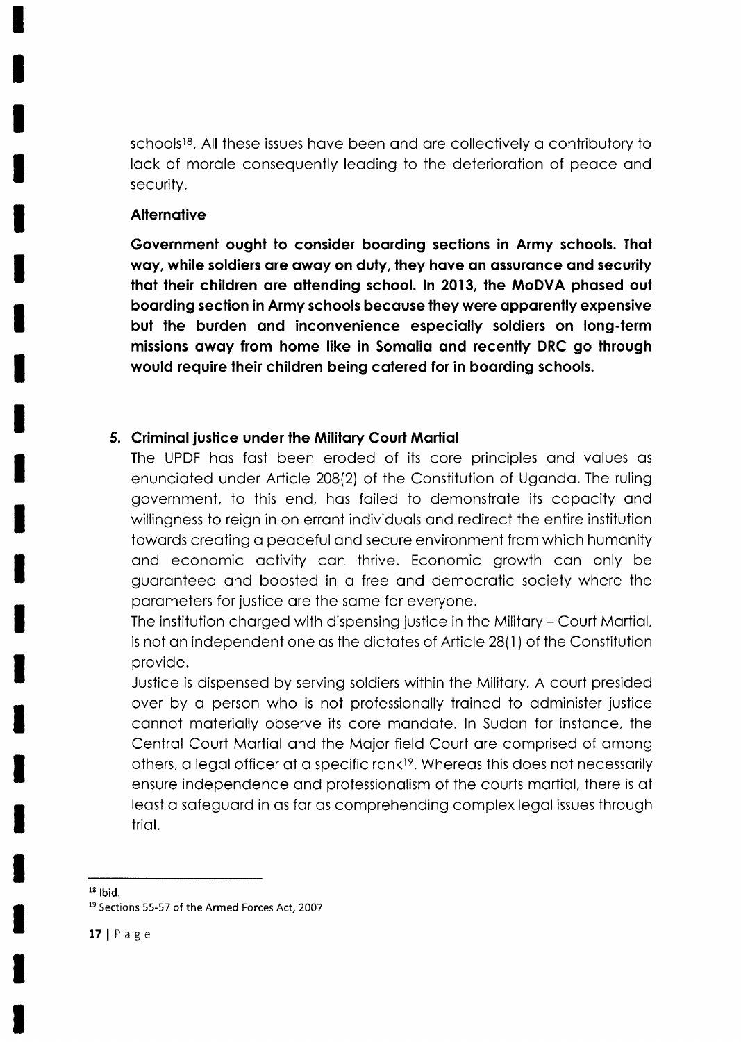schools[18]. All these issues have been and are collectively a contributory to lack of morale consequently leading to the deterioration of peace and security.

**Alternative**

**Government ought to consider boarding sections in Army schools. That way, while soldiers are away on duty, they have an assurance and security that their children are attending school. In 2013, the MoDVA phased out boarding section in Army schools because they were apparently expensive but the burden and inconvenience especially soldiers on long-term missions away from home like in Somalia and recently DRC go through would require their children being catered for in boarding schools.**

5. **Criminal justice under the Military Court Martial**

The UPDF has fast been eroded of its core principles and values as enunciated under Article 208(2) of the Constitution of Uganda. The ruling government, to this end, has failed to demonstrate its capacity and willingness to reign in on errant individuals and redirect the entire institution towards creating a peaceful and secure environment from which humanity and economic activity can thrive. Economic growth can only be guaranteed and boosted in a free and democratic society where the parameters for justice are the same for everyone.

The institution charged with dispensing justice in the Military – Court Martial, is not an independent one as the dictates of Article 28(1) of the Constitution provide.

Justice is dispensed by serving soldiers within the Military. A court presided over by a person who is not professionally trained to administer justice cannot materially observe its core mandate. In Sudan for instance, the Central Court Martial and the Major field Court are comprised of among others, a legal officer at a specific rank[19]. Whereas this does not necessarily ensure independence and professionalism of the courts martial, there is at least a safeguard in as far as comprehending complex legal issues through trial.

---

[18] Ibid.

[19] Sections 55-57 of the Armed Forces Act, 2007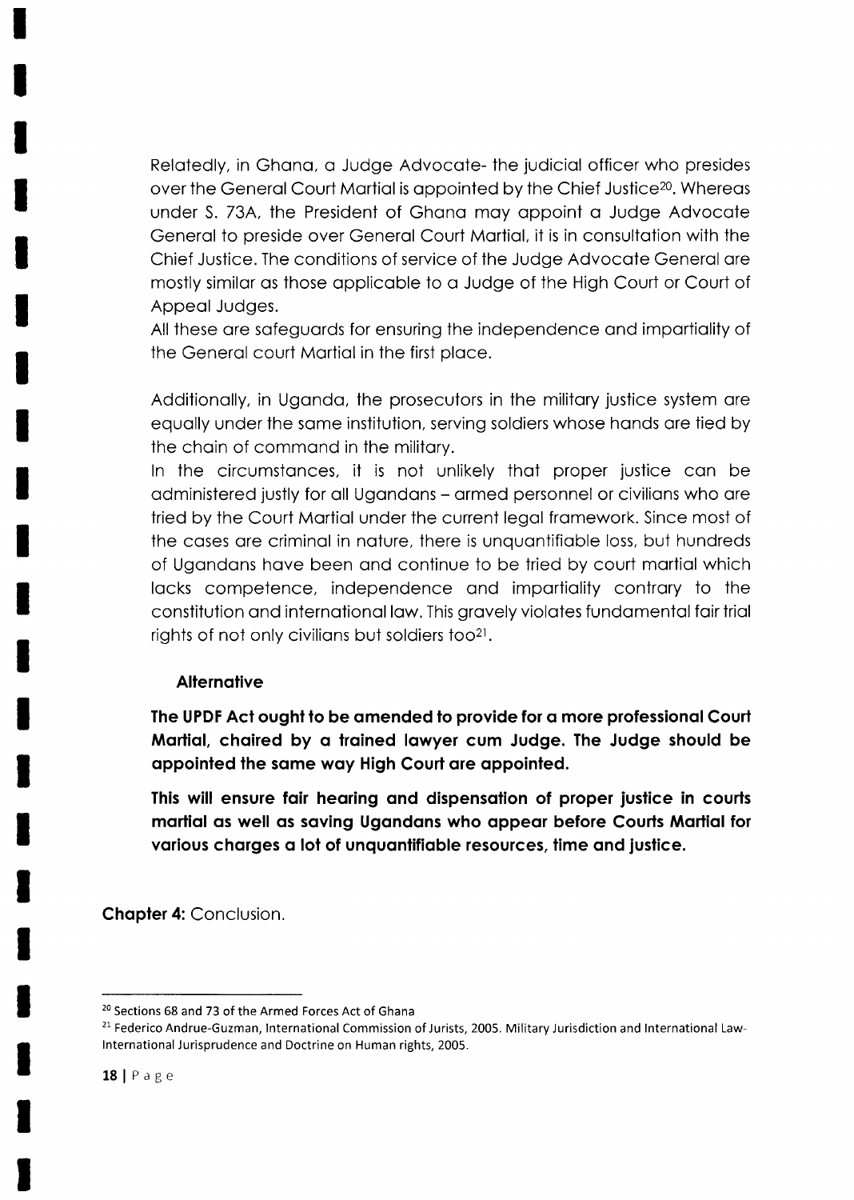Relatedly, in Ghana, a Judge Advocate- the judicial officer who presides over the General Court Martial is appointed by the Chief Justice[20]. Whereas under S. 73A, the President of Ghana may appoint a Judge Advocate General to preside over General Court Martial, it is in consultation with the Chief Justice. The conditions of service of the Judge Advocate General are mostly similar as those applicable to a Judge of the High Court or Court of Appeal Judges.

All these are safeguards for ensuring the independence and impartiality of the General court Martial in the first place.

Additionally, in Uganda, the prosecutors in the military justice system are equally under the same institution, serving soldiers whose hands are tied by the chain of command in the military.

In the circumstances, it is not unlikely that proper justice can be administered justly for all Ugandans – armed personnel or civilians who are tried by the Court Martial under the current legal framework. Since most of the cases are criminal in nature, there is unquantifiable loss, but hundreds of Ugandans have been and continue to be tried by court martial which lacks competence, independence and impartiality contrary to the constitution and international law. This gravely violates fundamental fair trial rights of not only civilians but soldiers too[21].

**Alternative**

**The UPDF Act ought to be amended to provide for a more professional Court Martial, chaired by a trained lawyer cum Judge. The Judge should be appointed the same way High Court are appointed.**

**This will ensure fair hearing and dispensation of proper justice in courts martial as well as saving Ugandans who appear before Courts Martial for various charges a lot of unquantifiable resources, time and justice.**

**Chapter 4:** Conclusion.

---

[20] Sections 68 and 73 of the Armed Forces Act of Ghana

[21] Federico Andrue-Guzman, International Commission of Jurists, 2005. Military Jurisdiction and International Law- International Jurisprudence and Doctrine on Human rights, 2005.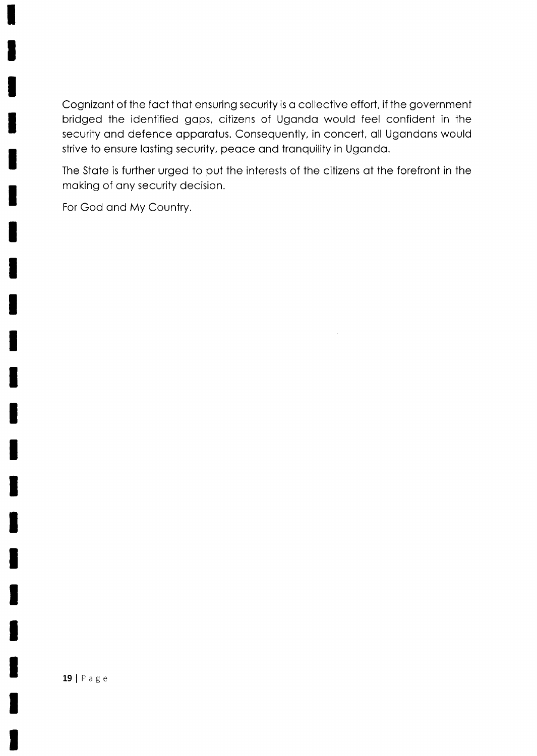Cognizant of the fact that ensuring security is a collective effort, if the government bridged the identified gaps, citizens of Uganda would feel confident in the security and defence apparatus. Consequently, in concert, all Ugandans would strive to ensure lasting security, peace and tranquility in Uganda.

The State is further urged to put the interests of the citizens at the forefront in the making of any security decision.

For God and My Country.